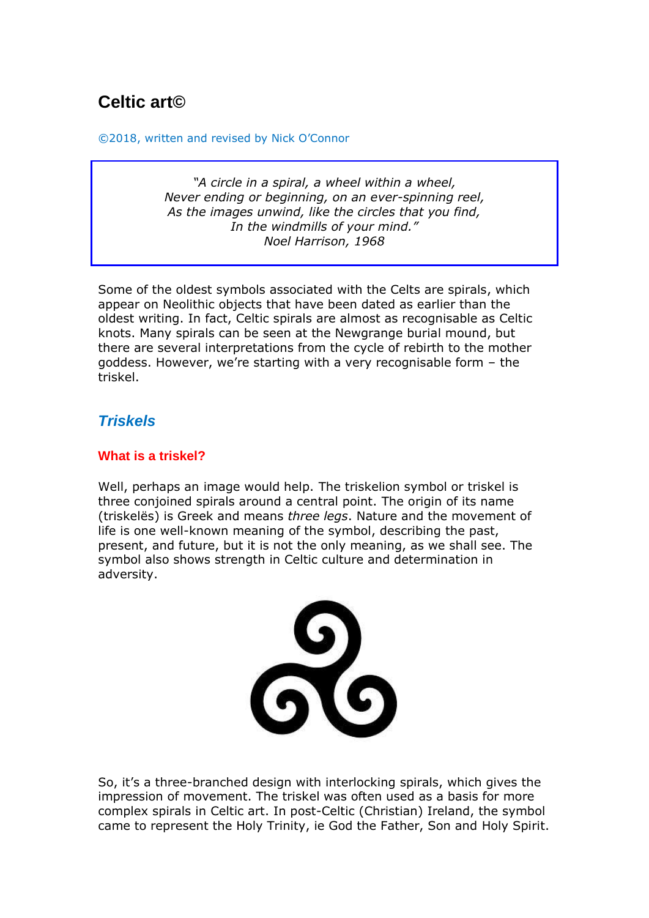# Celtic art©

©2018, written and revised by Nick O'Connor

> *"A circle in a spiral, a wheel within a wheel,*
> *Never ending or beginning, on an ever-spinning reel,*
> *As the images unwind, like the circles that you find,*
> *In the windmills of your mind."*
> *Noel Harrison, 1968*

Some of the oldest symbols associated with the Celts are spirals, which appear on Neolithic objects that have been dated as earlier than the oldest writing. In fact, Celtic spirals are almost as recognisable as Celtic knots. Many spirals can be seen at the Newgrange burial mound, but there are several interpretations from the cycle of rebirth to the mother goddess. However, we're starting with a very recognisable form – the triskel.

## *Triskels*

### What is a triskel?

Well, perhaps an image would help. The triskelion symbol or triskel is three conjoined spirals around a central point. The origin of its name (triskelës) is Greek and means *three legs*. Nature and the movement of life is one well-known meaning of the symbol, describing the past, present, and future, but it is not the only meaning, as we shall see. The symbol also shows strength in Celtic culture and determination in adversity.

So, it's a three-branched design with interlocking spirals, which gives the impression of movement. The triskel was often used as a basis for more complex spirals in Celtic art. In post-Celtic (Christian) Ireland, the symbol came to represent the Holy Trinity, ie God the Father, Son and Holy Spirit.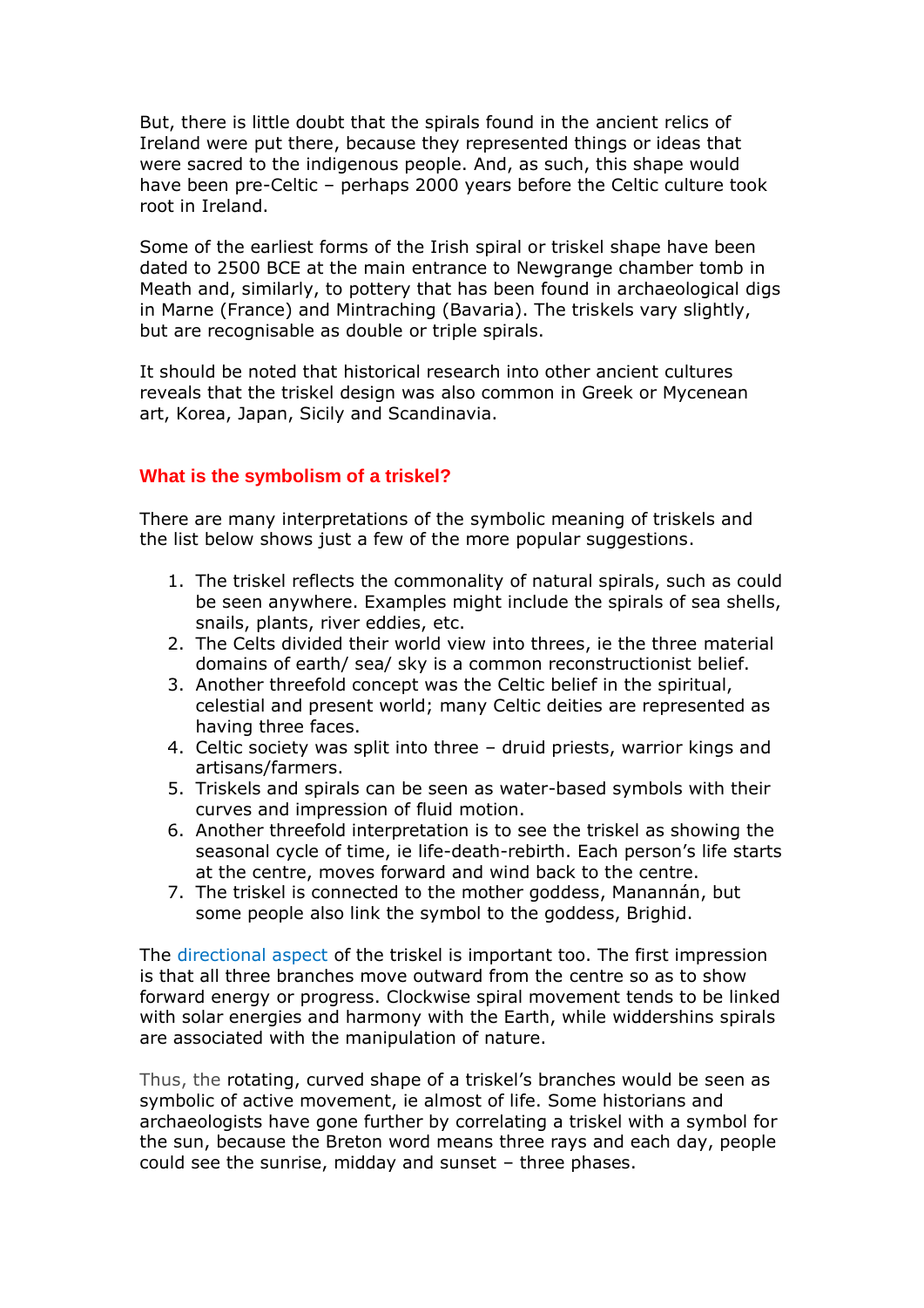But, there is little doubt that the spirals found in the ancient relics of Ireland were put there, because they represented things or ideas that were sacred to the indigenous people. And, as such, this shape would have been pre-Celtic – perhaps 2000 years before the Celtic culture took root in Ireland.

Some of the earliest forms of the Irish spiral or triskel shape have been dated to 2500 BCE at the main entrance to Newgrange chamber tomb in Meath and, similarly, to pottery that has been found in archaeological digs in Marne (France) and Mintraching (Bavaria). The triskels vary slightly, but are recognisable as double or triple spirals.

It should be noted that historical research into other ancient cultures reveals that the triskel design was also common in Greek or Mycenean art, Korea, Japan, Sicily and Scandinavia.

## What is the symbolism of a triskel?

There are many interpretations of the symbolic meaning of triskels and the list below shows just a few of the more popular suggestions.

1. The triskel reflects the commonality of natural spirals, such as could be seen anywhere. Examples might include the spirals of sea shells, snails, plants, river eddies, etc.
2. The Celts divided their world view into threes, ie the three material domains of earth/ sea/ sky is a common reconstructionist belief.
3. Another threefold concept was the Celtic belief in the spiritual, celestial and present world; many Celtic deities are represented as having three faces.
4. Celtic society was split into three – druid priests, warrior kings and artisans/farmers.
5. Triskels and spirals can be seen as water-based symbols with their curves and impression of fluid motion.
6. Another threefold interpretation is to see the triskel as showing the seasonal cycle of time, ie life-death-rebirth. Each person's life starts at the centre, moves forward and wind back to the centre.
7. The triskel is connected to the mother goddess, Manannán, but some people also link the symbol to the goddess, Brighid.

The directional aspect of the triskel is important too. The first impression is that all three branches move outward from the centre so as to show forward energy or progress. Clockwise spiral movement tends to be linked with solar energies and harmony with the Earth, while widdershins spirals are associated with the manipulation of nature.

Thus, the rotating, curved shape of a triskel's branches would be seen as symbolic of active movement, ie almost of life. Some historians and archaeologists have gone further by correlating a triskel with a symbol for the sun, because the Breton word means three rays and each day, people could see the sunrise, midday and sunset – three phases.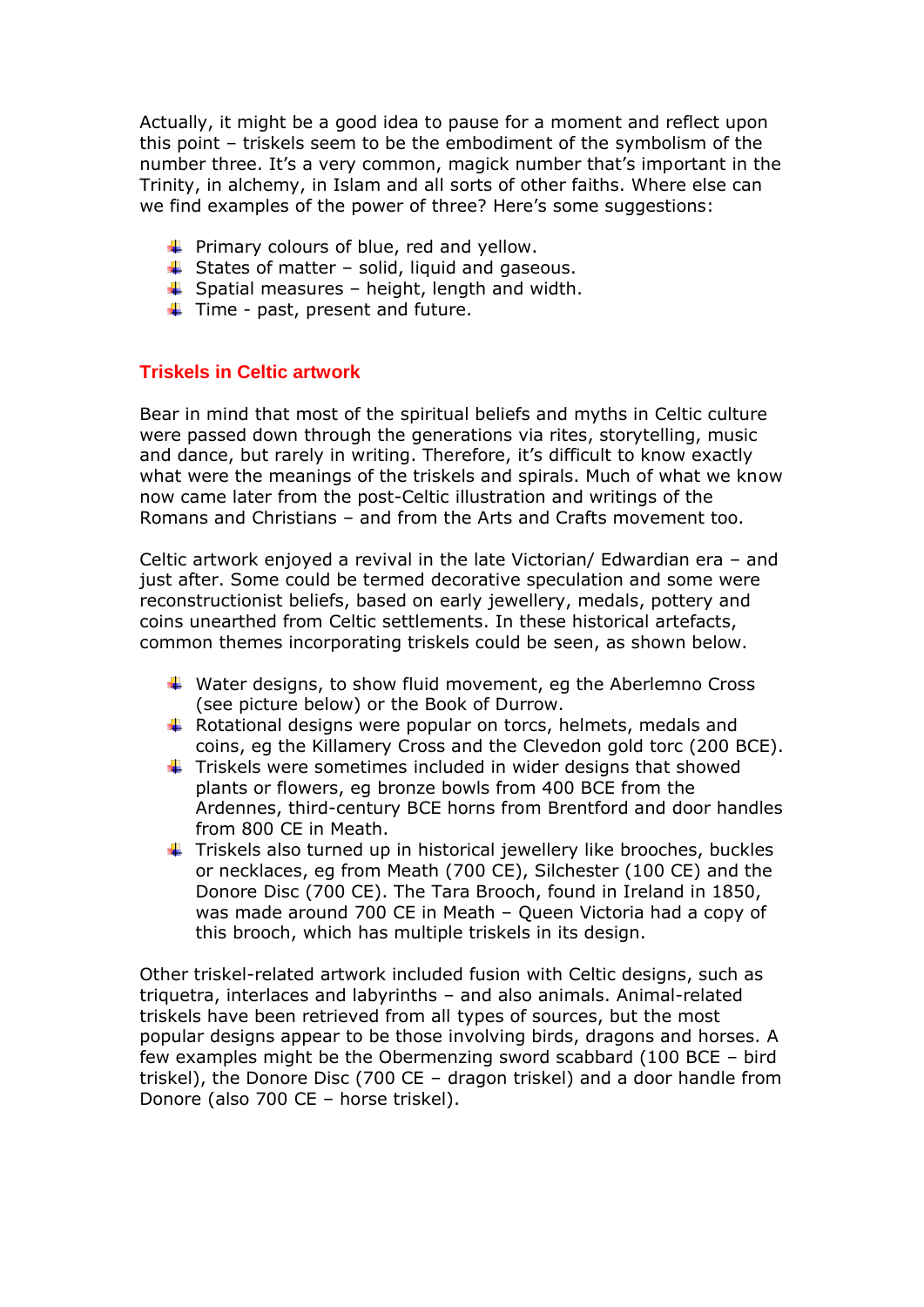Actually, it might be a good idea to pause for a moment and reflect upon this point – triskels seem to be the embodiment of the symbolism of the number three. It's a very common, magick number that's important in the Trinity, in alchemy, in Islam and all sorts of other faiths. Where else can we find examples of the power of three? Here's some suggestions:

- Primary colours of blue, red and yellow.
- States of matter – solid, liquid and gaseous.
- Spatial measures – height, length and width.
- Time - past, present and future.

## Triskels in Celtic artwork

Bear in mind that most of the spiritual beliefs and myths in Celtic culture were passed down through the generations via rites, storytelling, music and dance, but rarely in writing. Therefore, it's difficult to know exactly what were the meanings of the triskels and spirals. Much of what we know now came later from the post-Celtic illustration and writings of the Romans and Christians – and from the Arts and Crafts movement too.

Celtic artwork enjoyed a revival in the late Victorian/ Edwardian era – and just after. Some could be termed decorative speculation and some were reconstructionist beliefs, based on early jewellery, medals, pottery and coins unearthed from Celtic settlements. In these historical artefacts, common themes incorporating triskels could be seen, as shown below.

- Water designs, to show fluid movement, eg the Aberlemno Cross (see picture below) or the Book of Durrow.
- Rotational designs were popular on torcs, helmets, medals and coins, eg the Killamery Cross and the Clevedon gold torc (200 BCE).
- Triskels were sometimes included in wider designs that showed plants or flowers, eg bronze bowls from 400 BCE from the Ardennes, third-century BCE horns from Brentford and door handles from 800 CE in Meath.
- Triskels also turned up in historical jewellery like brooches, buckles or necklaces, eg from Meath (700 CE), Silchester (100 CE) and the Donore Disc (700 CE). The Tara Brooch, found in Ireland in 1850, was made around 700 CE in Meath – Queen Victoria had a copy of this brooch, which has multiple triskels in its design.

Other triskel-related artwork included fusion with Celtic designs, such as triquetra, interlaces and labyrinths – and also animals. Animal-related triskels have been retrieved from all types of sources, but the most popular designs appear to be those involving birds, dragons and horses. A few examples might be the Obermenzing sword scabbard (100 BCE – bird triskel), the Donore Disc (700 CE – dragon triskel) and a door handle from Donore (also 700 CE – horse triskel).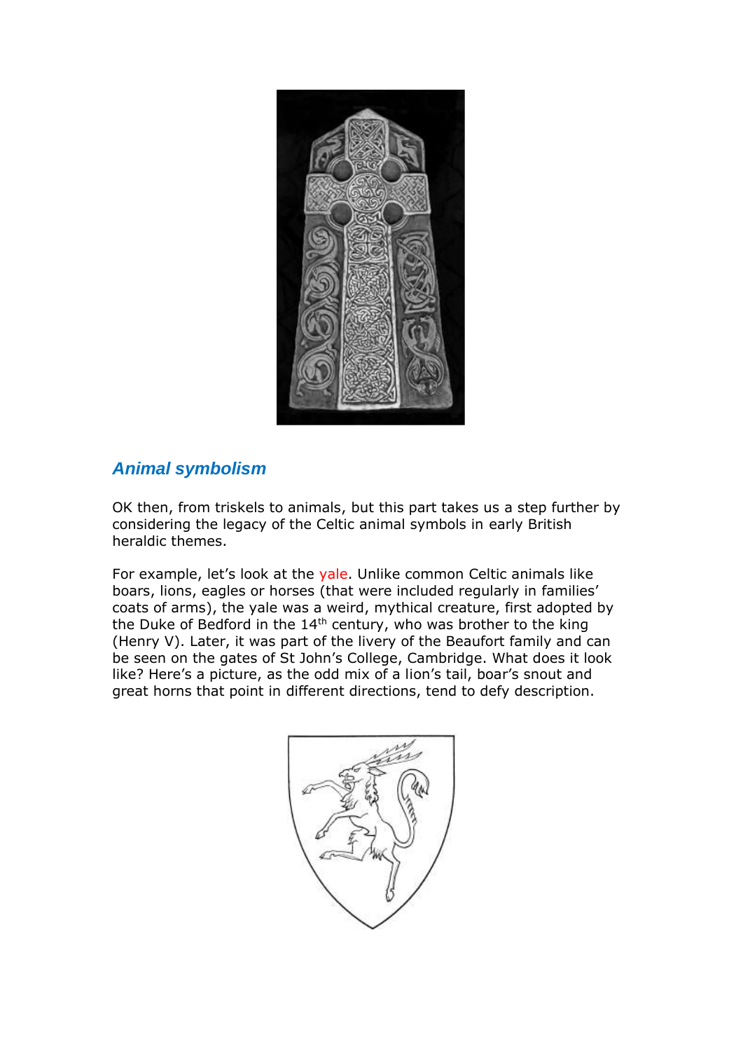## *Animal symbolism*

OK then, from triskels to animals, but this part takes us a step further by considering the legacy of the Celtic animal symbols in early British heraldic themes.

For example, let's look at the yale. Unlike common Celtic animals like boars, lions, eagles or horses (that were included regularly in families' coats of arms), the yale was a weird, mythical creature, first adopted by the Duke of Bedford in the 14th century, who was brother to the king (Henry V). Later, it was part of the livery of the Beaufort family and can be seen on the gates of St John's College, Cambridge. What does it look like? Here's a picture, as the odd mix of a lion's tail, boar's snout and great horns that point in different directions, tend to defy description.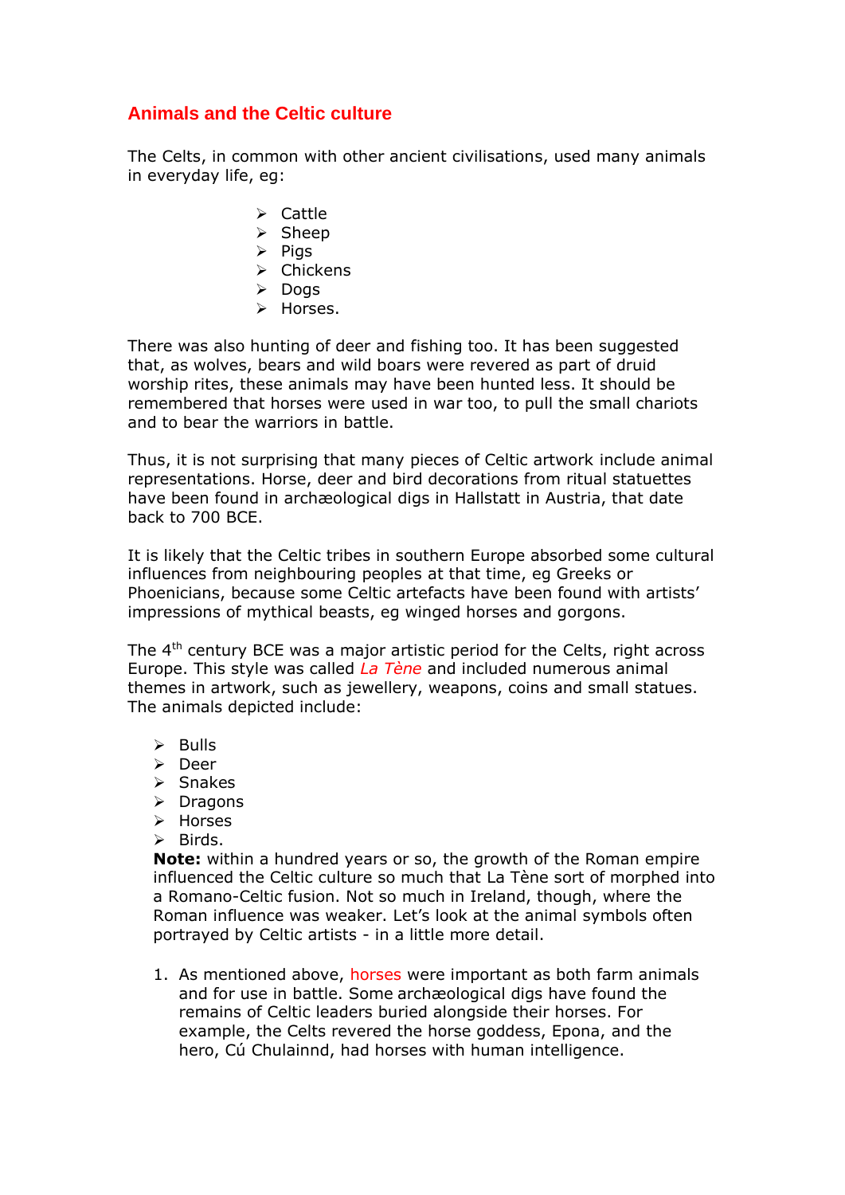## Animals and the Celtic culture

The Celts, in common with other ancient civilisations, used many animals in everyday life, eg:

- Cattle
- Sheep
- Pigs
- Chickens
- Dogs
- Horses.

There was also hunting of deer and fishing too. It has been suggested that, as wolves, bears and wild boars were revered as part of druid worship rites, these animals may have been hunted less. It should be remembered that horses were used in war too, to pull the small chariots and to bear the warriors in battle.

Thus, it is not surprising that many pieces of Celtic artwork include animal representations. Horse, deer and bird decorations from ritual statuettes have been found in archæological digs in Hallstatt in Austria, that date back to 700 BCE.

It is likely that the Celtic tribes in southern Europe absorbed some cultural influences from neighbouring peoples at that time, eg Greeks or Phoenicians, because some Celtic artefacts have been found with artists' impressions of mythical beasts, eg winged horses and gorgons.

The 4th century BCE was a major artistic period for the Celts, right across Europe. This style was called *La Tène* and included numerous animal themes in artwork, such as jewellery, weapons, coins and small statues. The animals depicted include:

- Bulls
- Deer
- Snakes
- Dragons
- Horses
- Birds.

**Note:** within a hundred years or so, the growth of the Roman empire influenced the Celtic culture so much that La Tène sort of morphed into a Romano-Celtic fusion. Not so much in Ireland, though, where the Roman influence was weaker. Let's look at the animal symbols often portrayed by Celtic artists - in a little more detail.

1. As mentioned above, horses were important as both farm animals and for use in battle. Some archæological digs have found the remains of Celtic leaders buried alongside their horses. For example, the Celts revered the horse goddess, Epona, and the hero, Cú Chulainnd, had horses with human intelligence.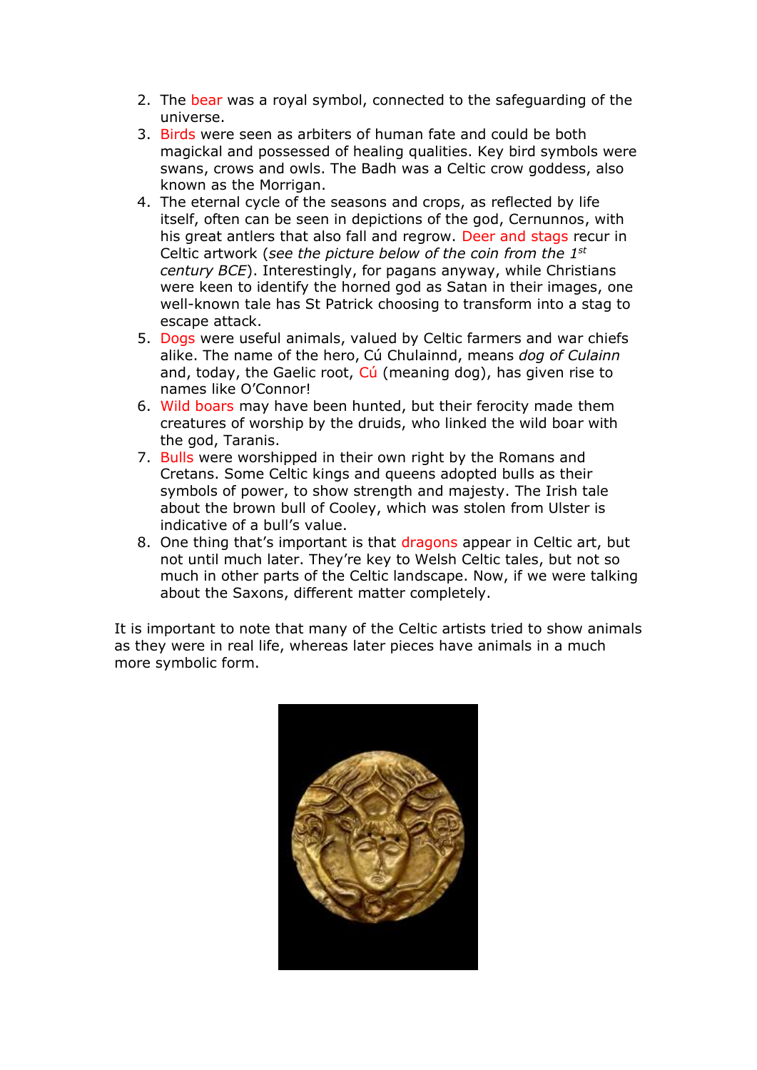2. The bear was a royal symbol, connected to the safeguarding of the universe.
3. Birds were seen as arbiters of human fate and could be both magickal and possessed of healing qualities. Key bird symbols were swans, crows and owls. The Badh was a Celtic crow goddess, also known as the Morrigan.
4. The eternal cycle of the seasons and crops, as reflected by life itself, often can be seen in depictions of the god, Cernunnos, with his great antlers that also fall and regrow. Deer and stags recur in Celtic artwork (*see the picture below of the coin from the 1st century BCE*). Interestingly, for pagans anyway, while Christians were keen to identify the horned god as Satan in their images, one well-known tale has St Patrick choosing to transform into a stag to escape attack.
5. Dogs were useful animals, valued by Celtic farmers and war chiefs alike. The name of the hero, Cú Chulainnd, means *dog of Culainn* and, today, the Gaelic root, Cú (meaning dog), has given rise to names like O'Connor!
6. Wild boars may have been hunted, but their ferocity made them creatures of worship by the druids, who linked the wild boar with the god, Taranis.
7. Bulls were worshipped in their own right by the Romans and Cretans. Some Celtic kings and queens adopted bulls as their symbols of power, to show strength and majesty. The Irish tale about the brown bull of Cooley, which was stolen from Ulster is indicative of a bull's value.
8. One thing that's important is that dragons appear in Celtic art, but not until much later. They're key to Welsh Celtic tales, but not so much in other parts of the Celtic landscape. Now, if we were talking about the Saxons, different matter completely.

It is important to note that many of the Celtic artists tried to show animals as they were in real life, whereas later pieces have animals in a much more symbolic form.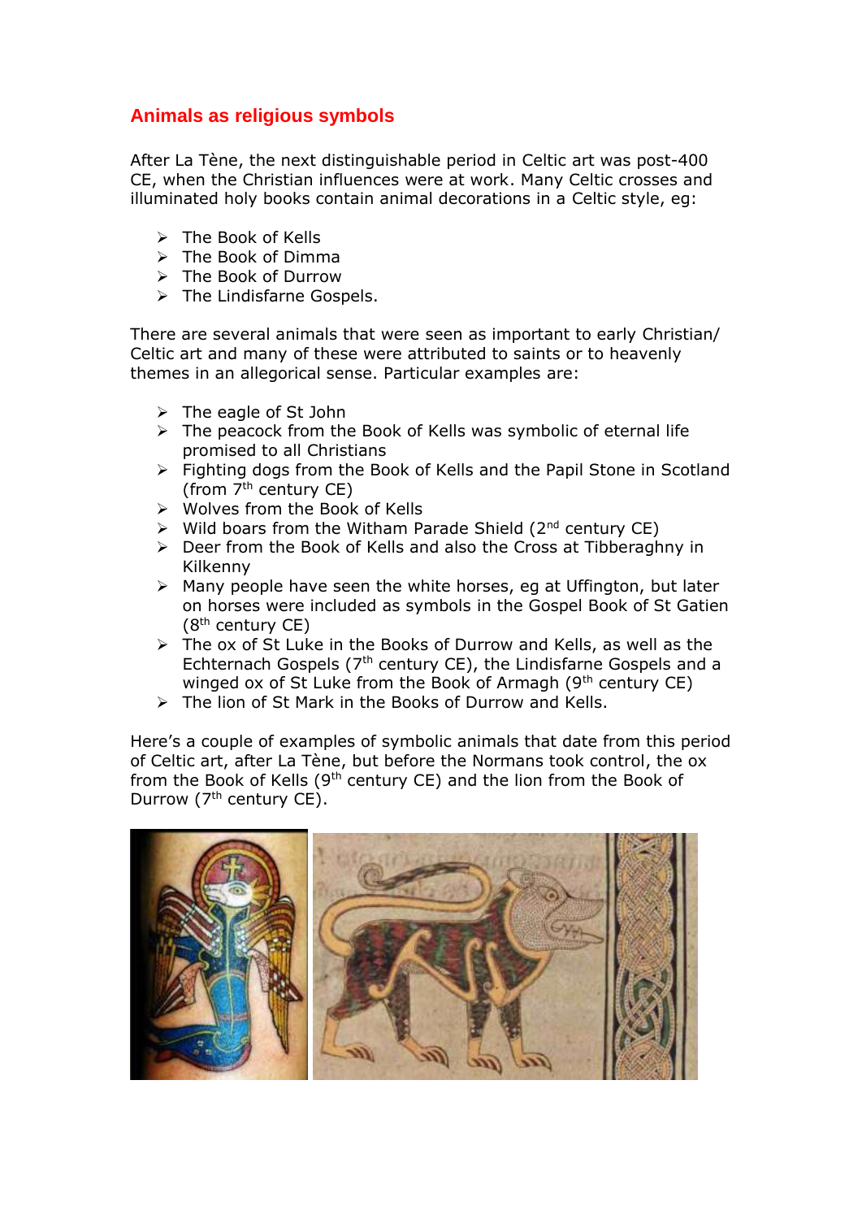## Animals as religious symbols

After La Tène, the next distinguishable period in Celtic art was post-400 CE, when the Christian influences were at work. Many Celtic crosses and illuminated holy books contain animal decorations in a Celtic style, eg:

- The Book of Kells
- The Book of Dimma
- The Book of Durrow
- The Lindisfarne Gospels.

There are several animals that were seen as important to early Christian/ Celtic art and many of these were attributed to saints or to heavenly themes in an allegorical sense. Particular examples are:

- The eagle of St John
- The peacock from the Book of Kells was symbolic of eternal life promised to all Christians
- Fighting dogs from the Book of Kells and the Papil Stone in Scotland (from 7th century CE)
- Wolves from the Book of Kells
- Wild boars from the Witham Parade Shield (2nd century CE)
- Deer from the Book of Kells and also the Cross at Tibberaghny in Kilkenny
- Many people have seen the white horses, eg at Uffington, but later on horses were included as symbols in the Gospel Book of St Gatien (8th century CE)
- The ox of St Luke in the Books of Durrow and Kells, as well as the Echternach Gospels (7th century CE), the Lindisfarne Gospels and a winged ox of St Luke from the Book of Armagh (9th century CE)
- The lion of St Mark in the Books of Durrow and Kells.

Here's a couple of examples of symbolic animals that date from this period of Celtic art, after La Tène, but before the Normans took control, the ox from the Book of Kells (9th century CE) and the lion from the Book of Durrow (7th century CE).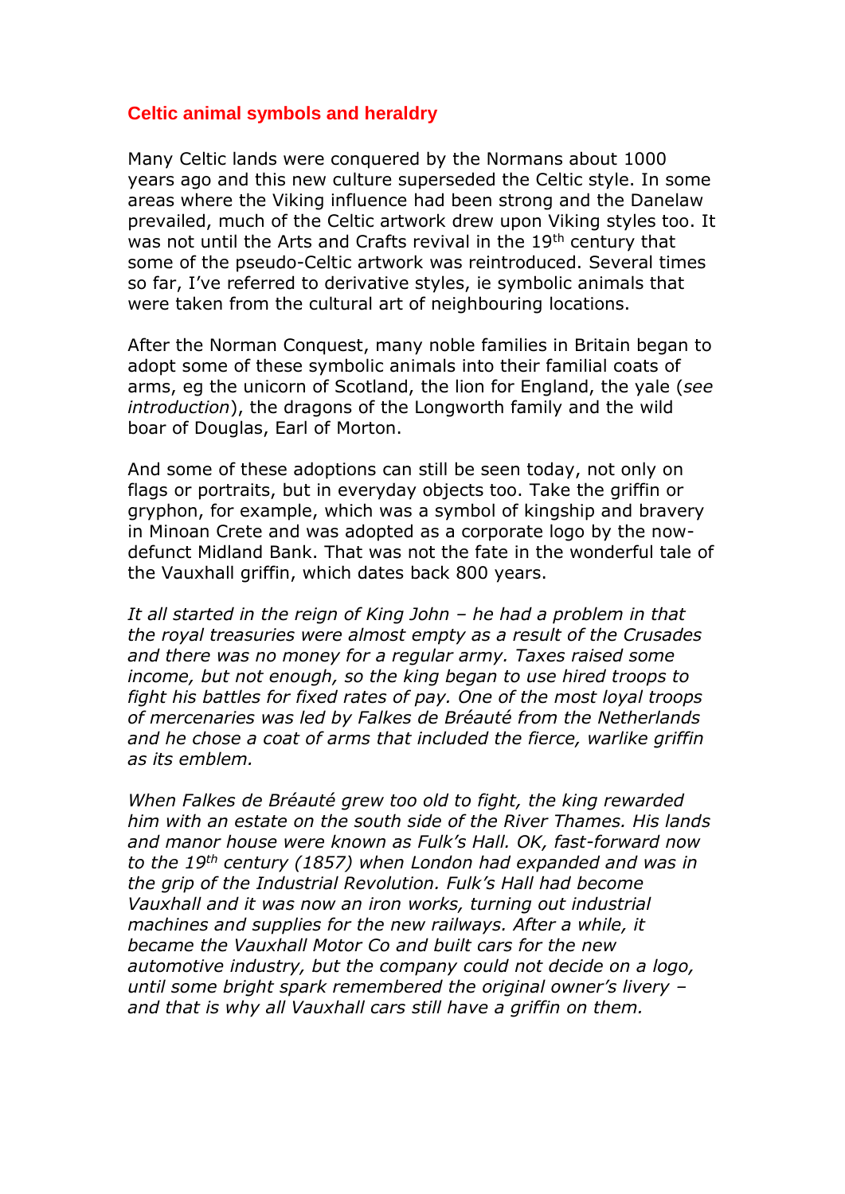## Celtic animal symbols and heraldry

Many Celtic lands were conquered by the Normans about 1000 years ago and this new culture superseded the Celtic style. In some areas where the Viking influence had been strong and the Danelaw prevailed, much of the Celtic artwork drew upon Viking styles too. It was not until the Arts and Crafts revival in the 19th century that some of the pseudo-Celtic artwork was reintroduced. Several times so far, I've referred to derivative styles, ie symbolic animals that were taken from the cultural art of neighbouring locations.

After the Norman Conquest, many noble families in Britain began to adopt some of these symbolic animals into their familial coats of arms, eg the unicorn of Scotland, the lion for England, the yale (*see introduction*), the dragons of the Longworth family and the wild boar of Douglas, Earl of Morton.

And some of these adoptions can still be seen today, not only on flags or portraits, but in everyday objects too. Take the griffin or gryphon, for example, which was a symbol of kingship and bravery in Minoan Crete and was adopted as a corporate logo by the now-defunct Midland Bank. That was not the fate in the wonderful tale of the Vauxhall griffin, which dates back 800 years.

*It all started in the reign of King John – he had a problem in that the royal treasuries were almost empty as a result of the Crusades and there was no money for a regular army. Taxes raised some income, but not enough, so the king began to use hired troops to fight his battles for fixed rates of pay. One of the most loyal troops of mercenaries was led by Falkes de Bréauté from the Netherlands and he chose a coat of arms that included the fierce, warlike griffin as its emblem.*

*When Falkes de Bréauté grew too old to fight, the king rewarded him with an estate on the south side of the River Thames. His lands and manor house were known as Fulk's Hall. OK, fast-forward now to the 19th century (1857) when London had expanded and was in the grip of the Industrial Revolution. Fulk's Hall had become Vauxhall and it was now an iron works, turning out industrial machines and supplies for the new railways. After a while, it became the Vauxhall Motor Co and built cars for the new automotive industry, but the company could not decide on a logo, until some bright spark remembered the original owner's livery – and that is why all Vauxhall cars still have a griffin on them.*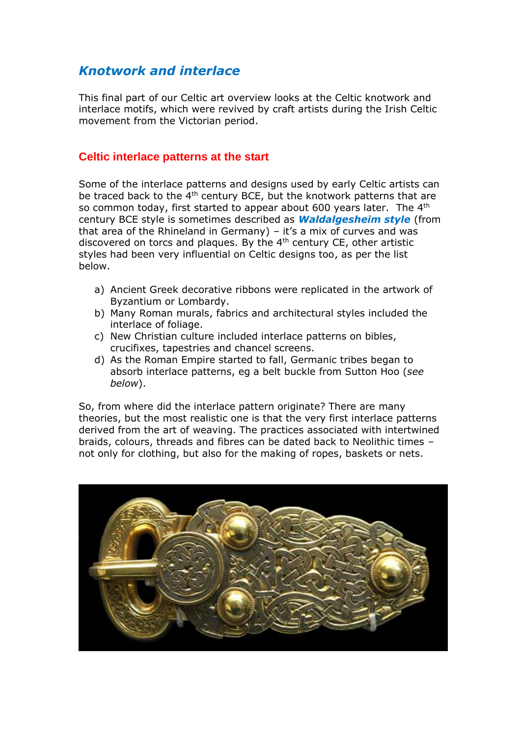## *Knotwork and interlace*

This final part of our Celtic art overview looks at the Celtic knotwork and interlace motifs, which were revived by craft artists during the Irish Celtic movement from the Victorian period.

### Celtic interlace patterns at the start

Some of the interlace patterns and designs used by early Celtic artists can be traced back to the 4th century BCE, but the knotwork patterns that are so common today, first started to appear about 600 years later. The 4th century BCE style is sometimes described as ***Waldalgesheim style*** (from that area of the Rhineland in Germany) – it's a mix of curves and was discovered on torcs and plaques. By the 4th century CE, other artistic styles had been very influential on Celtic designs too, as per the list below.

a) Ancient Greek decorative ribbons were replicated in the artwork of Byzantium or Lombardy.
b) Many Roman murals, fabrics and architectural styles included the interlace of foliage.
c) New Christian culture included interlace patterns on bibles, crucifixes, tapestries and chancel screens.
d) As the Roman Empire started to fall, Germanic tribes began to absorb interlace patterns, eg a belt buckle from Sutton Hoo (*see below*).

So, from where did the interlace pattern originate? There are many theories, but the most realistic one is that the very first interlace patterns derived from the art of weaving. The practices associated with intertwined braids, colours, threads and fibres can be dated back to Neolithic times – not only for clothing, but also for the making of ropes, baskets or nets.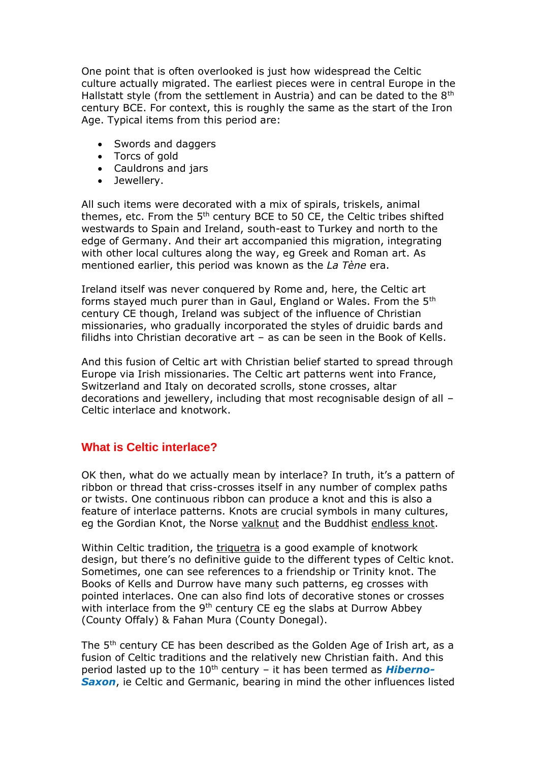One point that is often overlooked is just how widespread the Celtic culture actually migrated. The earliest pieces were in central Europe in the Hallstatt style (from the settlement in Austria) and can be dated to the 8th century BCE. For context, this is roughly the same as the start of the Iron Age. Typical items from this period are:

- Swords and daggers
- Torcs of gold
- Cauldrons and jars
- Jewellery.

All such items were decorated with a mix of spirals, triskels, animal themes, etc. From the 5th century BCE to 50 CE, the Celtic tribes shifted westwards to Spain and Ireland, south-east to Turkey and north to the edge of Germany. And their art accompanied this migration, integrating with other local cultures along the way, eg Greek and Roman art. As mentioned earlier, this period was known as the *La Tène* era.

Ireland itself was never conquered by Rome and, here, the Celtic art forms stayed much purer than in Gaul, England or Wales. From the 5th century CE though, Ireland was subject of the influence of Christian missionaries, who gradually incorporated the styles of druidic bards and filidhs into Christian decorative art – as can be seen in the Book of Kells.

And this fusion of Celtic art with Christian belief started to spread through Europe via Irish missionaries. The Celtic art patterns went into France, Switzerland and Italy on decorated scrolls, stone crosses, altar decorations and jewellery, including that most recognisable design of all – Celtic interlace and knotwork.

## What is Celtic interlace?

OK then, what do we actually mean by interlace? In truth, it's a pattern of ribbon or thread that criss-crosses itself in any number of complex paths or twists. One continuous ribbon can produce a knot and this is also a feature of interlace patterns. Knots are crucial symbols in many cultures, eg the Gordian Knot, the Norse valknut and the Buddhist endless knot.

Within Celtic tradition, the triquetra is a good example of knotwork design, but there's no definitive guide to the different types of Celtic knot. Sometimes, one can see references to a friendship or Trinity knot. The Books of Kells and Durrow have many such patterns, eg crosses with pointed interlaces. One can also find lots of decorative stones or crosses with interlace from the 9th century CE eg the slabs at Durrow Abbey (County Offaly) & Fahan Mura (County Donegal).

The 5th century CE has been described as the Golden Age of Irish art, as a fusion of Celtic traditions and the relatively new Christian faith. And this period lasted up to the 10th century – it has been termed as ***Hiberno-Saxon***, ie Celtic and Germanic, bearing in mind the other influences listed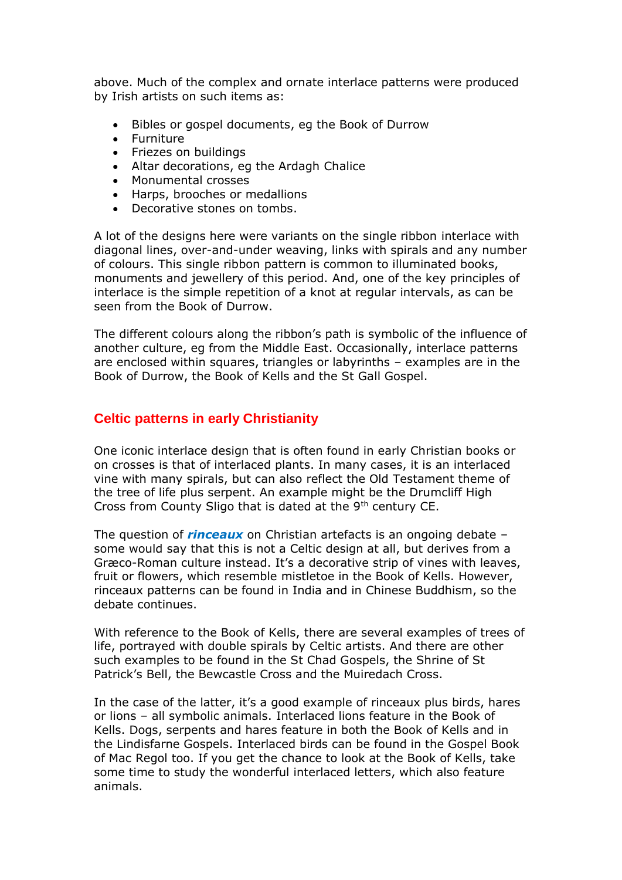above. Much of the complex and ornate interlace patterns were produced by Irish artists on such items as:

- Bibles or gospel documents, eg the Book of Durrow
- Furniture
- Friezes on buildings
- Altar decorations, eg the Ardagh Chalice
- Monumental crosses
- Harps, brooches or medallions
- Decorative stones on tombs.

A lot of the designs here were variants on the single ribbon interlace with diagonal lines, over-and-under weaving, links with spirals and any number of colours. This single ribbon pattern is common to illuminated books, monuments and jewellery of this period. And, one of the key principles of interlace is the simple repetition of a knot at regular intervals, as can be seen from the Book of Durrow.

The different colours along the ribbon's path is symbolic of the influence of another culture, eg from the Middle East. Occasionally, interlace patterns are enclosed within squares, triangles or labyrinths – examples are in the Book of Durrow, the Book of Kells and the St Gall Gospel.

## Celtic patterns in early Christianity

One iconic interlace design that is often found in early Christian books or on crosses is that of interlaced plants. In many cases, it is an interlaced vine with many spirals, but can also reflect the Old Testament theme of the tree of life plus serpent. An example might be the Drumcliff High Cross from County Sligo that is dated at the 9th century CE.

The question of ***rinceaux*** on Christian artefacts is an ongoing debate – some would say that this is not a Celtic design at all, but derives from a Græco-Roman culture instead. It's a decorative strip of vines with leaves, fruit or flowers, which resemble mistletoe in the Book of Kells. However, rinceaux patterns can be found in India and in Chinese Buddhism, so the debate continues.

With reference to the Book of Kells, there are several examples of trees of life, portrayed with double spirals by Celtic artists. And there are other such examples to be found in the St Chad Gospels, the Shrine of St Patrick's Bell, the Bewcastle Cross and the Muiredach Cross.

In the case of the latter, it's a good example of rinceaux plus birds, hares or lions – all symbolic animals. Interlaced lions feature in the Book of Kells. Dogs, serpents and hares feature in both the Book of Kells and in the Lindisfarne Gospels. Interlaced birds can be found in the Gospel Book of Mac Regol too. If you get the chance to look at the Book of Kells, take some time to study the wonderful interlaced letters, which also feature animals.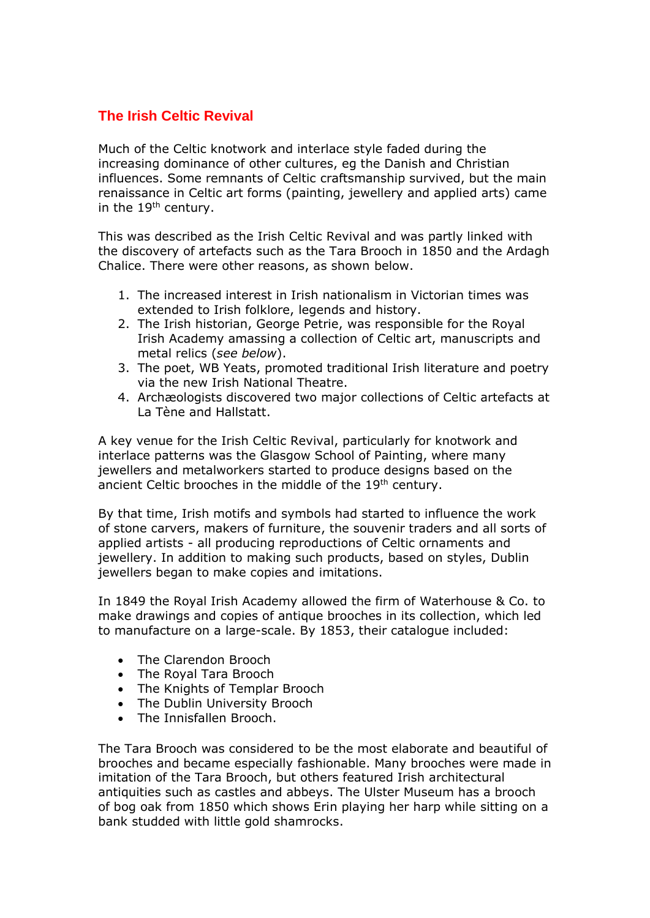## The Irish Celtic Revival

Much of the Celtic knotwork and interlace style faded during the increasing dominance of other cultures, eg the Danish and Christian influences. Some remnants of Celtic craftsmanship survived, but the main renaissance in Celtic art forms (painting, jewellery and applied arts) came in the 19th century.

This was described as the Irish Celtic Revival and was partly linked with the discovery of artefacts such as the Tara Brooch in 1850 and the Ardagh Chalice. There were other reasons, as shown below.

1. The increased interest in Irish nationalism in Victorian times was extended to Irish folklore, legends and history.
2. The Irish historian, George Petrie, was responsible for the Royal Irish Academy amassing a collection of Celtic art, manuscripts and metal relics (*see below*).
3. The poet, WB Yeats, promoted traditional Irish literature and poetry via the new Irish National Theatre.
4. Archæologists discovered two major collections of Celtic artefacts at La Tène and Hallstatt.

A key venue for the Irish Celtic Revival, particularly for knotwork and interlace patterns was the Glasgow School of Painting, where many jewellers and metalworkers started to produce designs based on the ancient Celtic brooches in the middle of the 19th century.

By that time, Irish motifs and symbols had started to influence the work of stone carvers, makers of furniture, the souvenir traders and all sorts of applied artists - all producing reproductions of Celtic ornaments and jewellery. In addition to making such products, based on styles, Dublin jewellers began to make copies and imitations.

In 1849 the Royal Irish Academy allowed the firm of Waterhouse & Co. to make drawings and copies of antique brooches in its collection, which led to manufacture on a large-scale. By 1853, their catalogue included:

- The Clarendon Brooch
- The Royal Tara Brooch
- The Knights of Templar Brooch
- The Dublin University Brooch
- The Innisfallen Brooch.

The Tara Brooch was considered to be the most elaborate and beautiful of brooches and became especially fashionable. Many brooches were made in imitation of the Tara Brooch, but others featured Irish architectural antiquities such as castles and abbeys. The Ulster Museum has a brooch of bog oak from 1850 which shows Erin playing her harp while sitting on a bank studded with little gold shamrocks.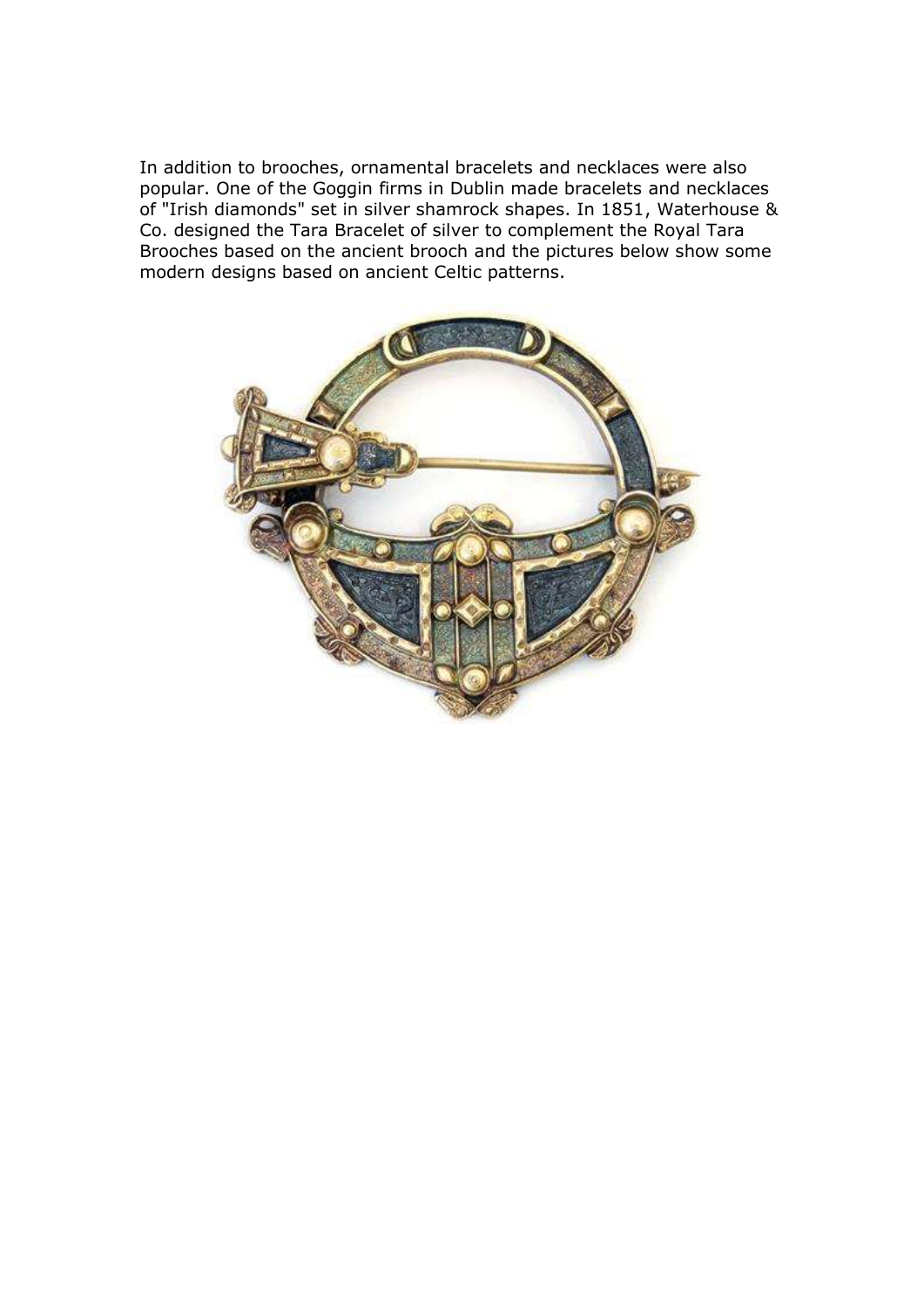In addition to brooches, ornamental bracelets and necklaces were also popular. One of the Goggin firms in Dublin made bracelets and necklaces of "Irish diamonds" set in silver shamrock shapes. In 1851, Waterhouse & Co. designed the Tara Bracelet of silver to complement the Royal Tara Brooches based on the ancient brooch and the pictures below show some modern designs based on ancient Celtic patterns.